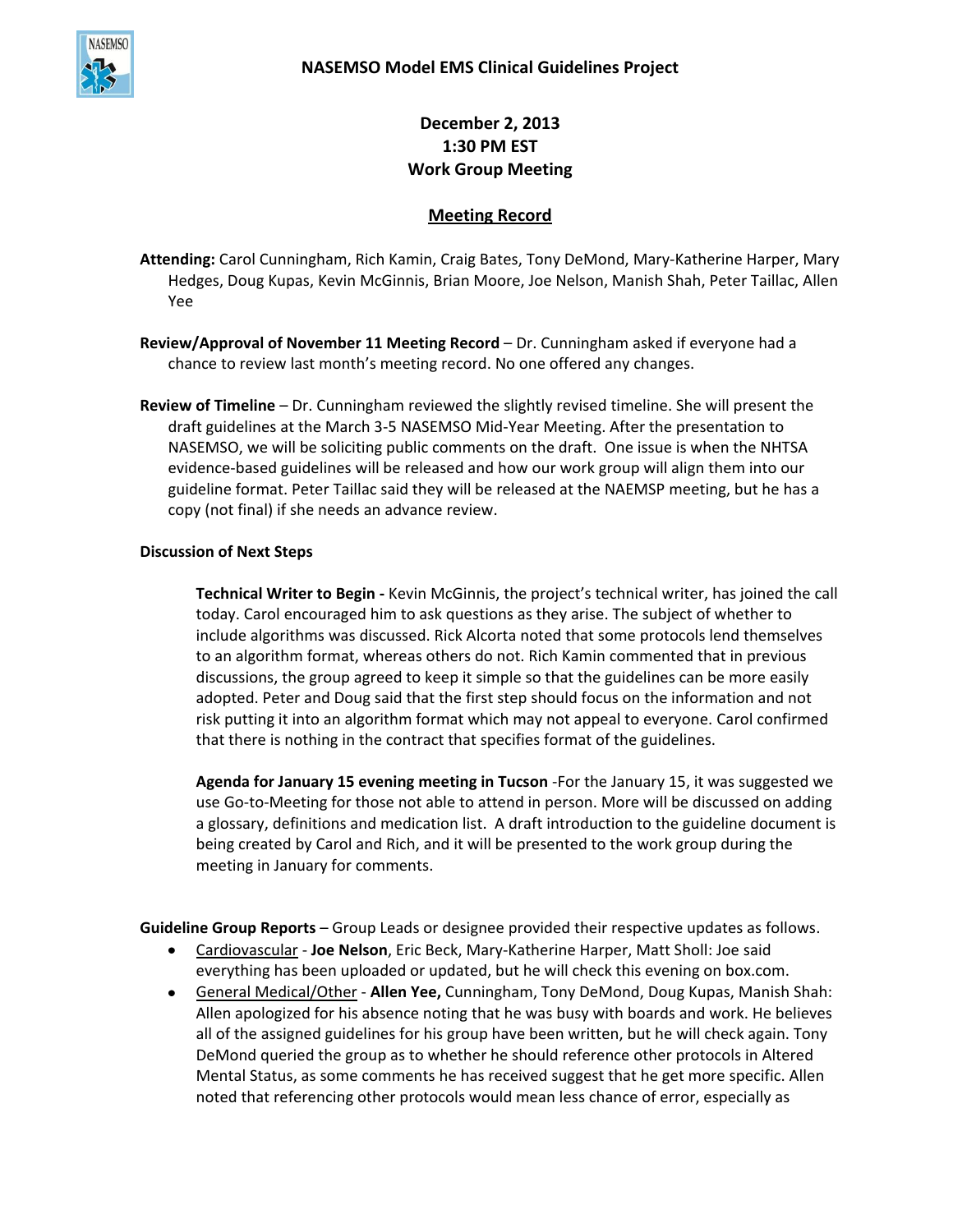# NASEMSO Model EMS Clinical Guidelines Project

## December 2, 2013
## 1:30 PM EST
## Work Group Meeting

### Meeting Record

**Attending:** Carol Cunningham, Rich Kamin, Craig Bates, Tony DeMond, Mary-Katherine Harper, Mary Hedges, Doug Kupas, Kevin McGinnis, Brian Moore, Joe Nelson, Manish Shah, Peter Taillac, Allen Yee

**Review/Approval of November 11 Meeting Record** – Dr. Cunningham asked if everyone had a chance to review last month's meeting record. No one offered any changes.

**Review of Timeline** – Dr. Cunningham reviewed the slightly revised timeline. She will present the draft guidelines at the March 3-5 NASEMSO Mid-Year Meeting. After the presentation to NASEMSO, we will be soliciting public comments on the draft. One issue is when the NHTSA evidence-based guidelines will be released and how our work group will align them into our guideline format. Peter Taillac said they will be released at the NAEMSP meeting, but he has a copy (not final) if she needs an advance review.

**Discussion of Next Steps**

**Technical Writer to Begin -** Kevin McGinnis, the project's technical writer, has joined the call today. Carol encouraged him to ask questions as they arise. The subject of whether to include algorithms was discussed. Rick Alcorta noted that some protocols lend themselves to an algorithm format, whereas others do not. Rich Kamin commented that in previous discussions, the group agreed to keep it simple so that the guidelines can be more easily adopted. Peter and Doug said that the first step should focus on the information and not risk putting it into an algorithm format which may not appeal to everyone. Carol confirmed that there is nothing in the contract that specifies format of the guidelines.

**Agenda for January 15 evening meeting in Tucson** -For the January 15, it was suggested we use Go-to-Meeting for those not able to attend in person. More will be discussed on adding a glossary, definitions and medication list. A draft introduction to the guideline document is being created by Carol and Rich, and it will be presented to the work group during the meeting in January for comments.

**Guideline Group Reports** – Group Leads or designee provided their respective updates as follows.

- Cardiovascular - **Joe Nelson**, Eric Beck, Mary-Katherine Harper, Matt Sholl: Joe said everything has been uploaded or updated, but he will check this evening on box.com.
- General Medical/Other - **Allen Yee,** Cunningham, Tony DeMond, Doug Kupas, Manish Shah: Allen apologized for his absence noting that he was busy with boards and work. He believes all of the assigned guidelines for his group have been written, but he will check again. Tony DeMond queried the group as to whether he should reference other protocols in Altered Mental Status, as some comments he has received suggest that he get more specific. Allen noted that referencing other protocols would mean less chance of error, especially as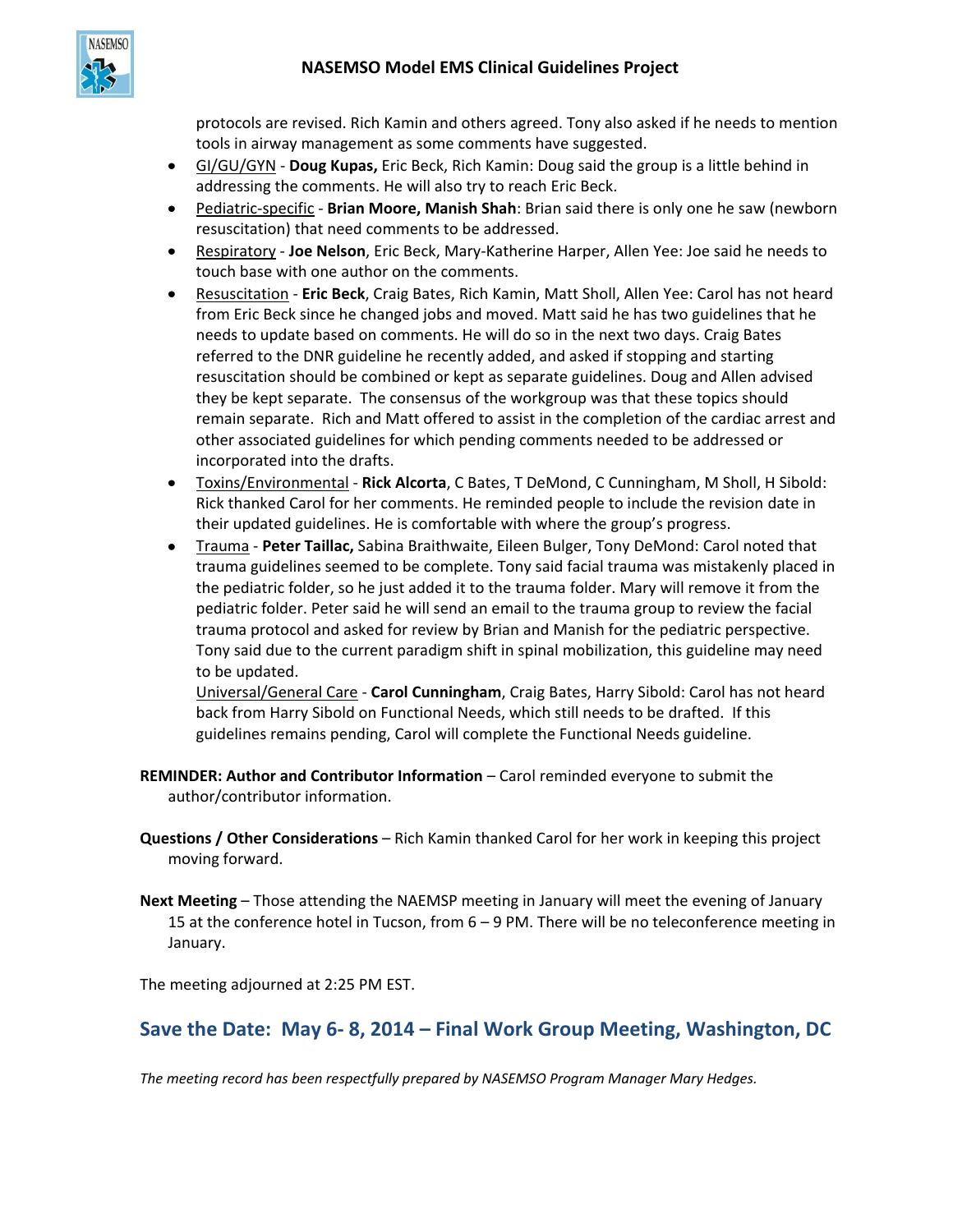protocols are revised. Rich Kamin and others agreed. Tony also asked if he needs to mention tools in airway management as some comments have suggested.

- GI/GU/GYN - **Doug Kupas,** Eric Beck, Rich Kamin: Doug said the group is a little behind in addressing the comments. He will also try to reach Eric Beck.
- Pediatric-specific - **Brian Moore, Manish Shah**: Brian said there is only one he saw (newborn resuscitation) that need comments to be addressed.
- Respiratory - **Joe Nelson**, Eric Beck, Mary-Katherine Harper, Allen Yee: Joe said he needs to touch base with one author on the comments.
- Resuscitation - **Eric Beck**, Craig Bates, Rich Kamin, Matt Sholl, Allen Yee: Carol has not heard from Eric Beck since he changed jobs and moved. Matt said he has two guidelines that he needs to update based on comments. He will do so in the next two days. Craig Bates referred to the DNR guideline he recently added, and asked if stopping and starting resuscitation should be combined or kept as separate guidelines. Doug and Allen advised they be kept separate. The consensus of the workgroup was that these topics should remain separate. Rich and Matt offered to assist in the completion of the cardiac arrest and other associated guidelines for which pending comments needed to be addressed or incorporated into the drafts.
- Toxins/Environmental - **Rick Alcorta**, C Bates, T DeMond, C Cunningham, M Sholl, H Sibold: Rick thanked Carol for her comments. He reminded people to include the revision date in their updated guidelines. He is comfortable with where the group's progress.
- Trauma - **Peter Taillac,** Sabina Braithwaite, Eileen Bulger, Tony DeMond: Carol noted that trauma guidelines seemed to be complete. Tony said facial trauma was mistakenly placed in the pediatric folder, so he just added it to the trauma folder. Mary will remove it from the pediatric folder. Peter said he will send an email to the trauma group to review the facial trauma protocol and asked for review by Brian and Manish for the pediatric perspective. Tony said due to the current paradigm shift in spinal mobilization, this guideline may need to be updated.

  Universal/General Care - **Carol Cunningham**, Craig Bates, Harry Sibold: Carol has not heard back from Harry Sibold on Functional Needs, which still needs to be drafted. If this guidelines remains pending, Carol will complete the Functional Needs guideline.

**REMINDER: Author and Contributor Information** – Carol reminded everyone to submit the author/contributor information.

**Questions / Other Considerations** – Rich Kamin thanked Carol for her work in keeping this project moving forward.

**Next Meeting** – Those attending the NAEMSP meeting in January will meet the evening of January 15 at the conference hotel in Tucson, from 6 – 9 PM. There will be no teleconference meeting in January.

The meeting adjourned at 2:25 PM EST.

## Save the Date: May 6- 8, 2014 – Final Work Group Meeting, Washington, DC

*The meeting record has been respectfully prepared by NASEMSO Program Manager Mary Hedges.*